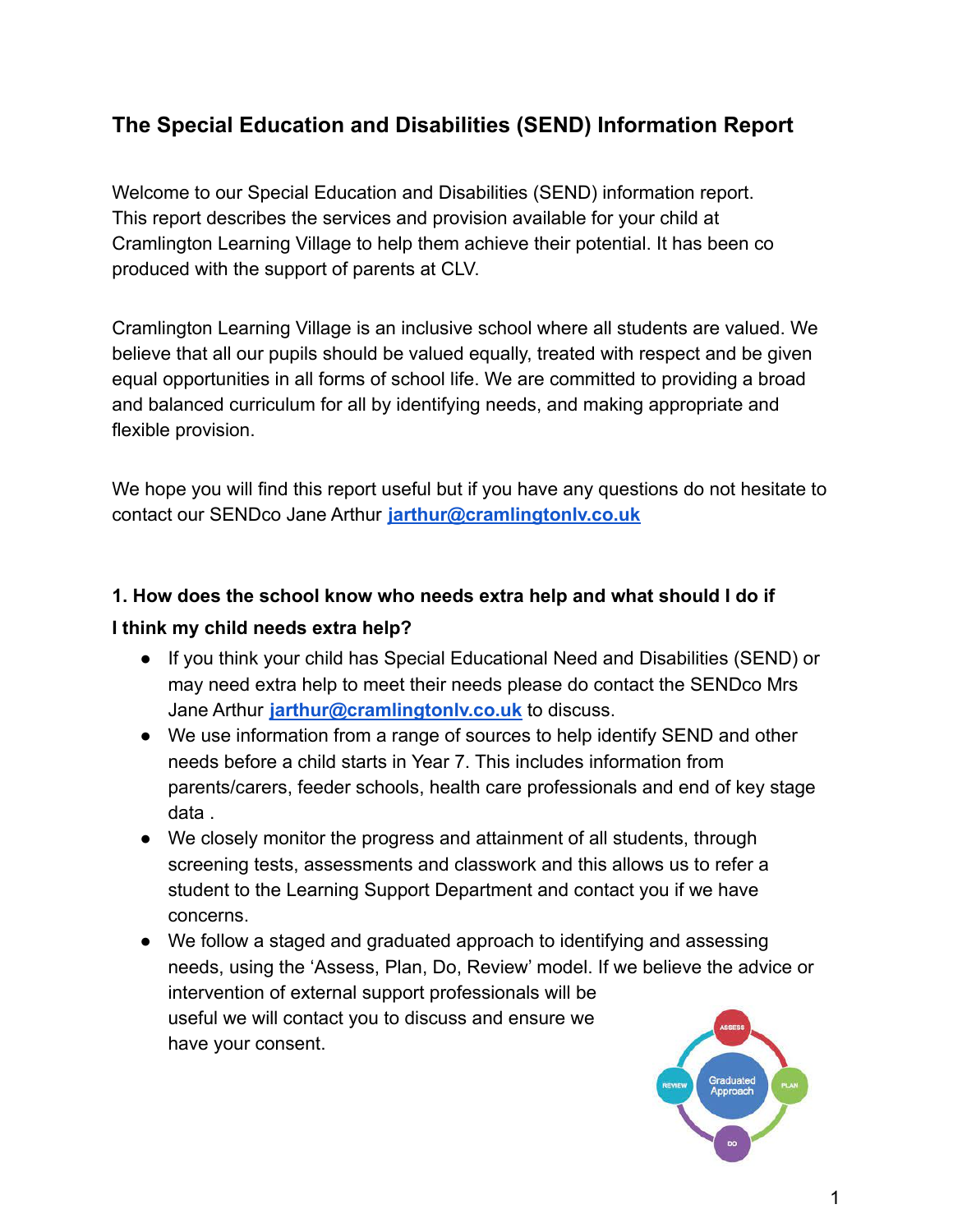# The Special Education and Disabilities (SEND) Information Report

Welcome to our Special Education and Disabilities (SEND) information report. This report describes the services and provision available for your child at Cramlington Learning Village to help them achieve their potential. It has been co produced with the support of parents at CLV.

Cramlington Learning Village is an inclusive school where all students are valued. We believe that all our pupils should be valued equally, treated with respect and be given equal opportunities in all forms of school life. We are committed to providing a broad and balanced curriculum for all by identifying needs, and making appropriate and flexible provision.

We hope you will find this report useful but if you have any questions do not hesitate to contact our SENDco Jane Arthur **jarthur@cramlingtonlv.co.uk**

### 1. How does the school know who needs extra help and what should I do if I think my child needs extra help?

- If you think your child has Special Educational Need and Disabilities (SEND) or may need extra help to meet their needs please do contact the SENDco Mrs Jane Arthur **jarthur@cramlingtonlv.co.uk** to discuss.
- We use information from a range of sources to help identify SEND and other needs before a child starts in Year 7. This includes information from parents/carers, feeder schools, health care professionals and end of key stage data .
- We closely monitor the progress and attainment of all students, through screening tests, assessments and classwork and this allows us to refer a student to the Learning Support Department and contact you if we have concerns.
- We follow a staged and graduated approach to identifying and assessing needs, using the 'Assess, Plan, Do, Review' model. If we believe the advice or intervention of external support professionals will be useful we will contact you to discuss and ensure we have your consent.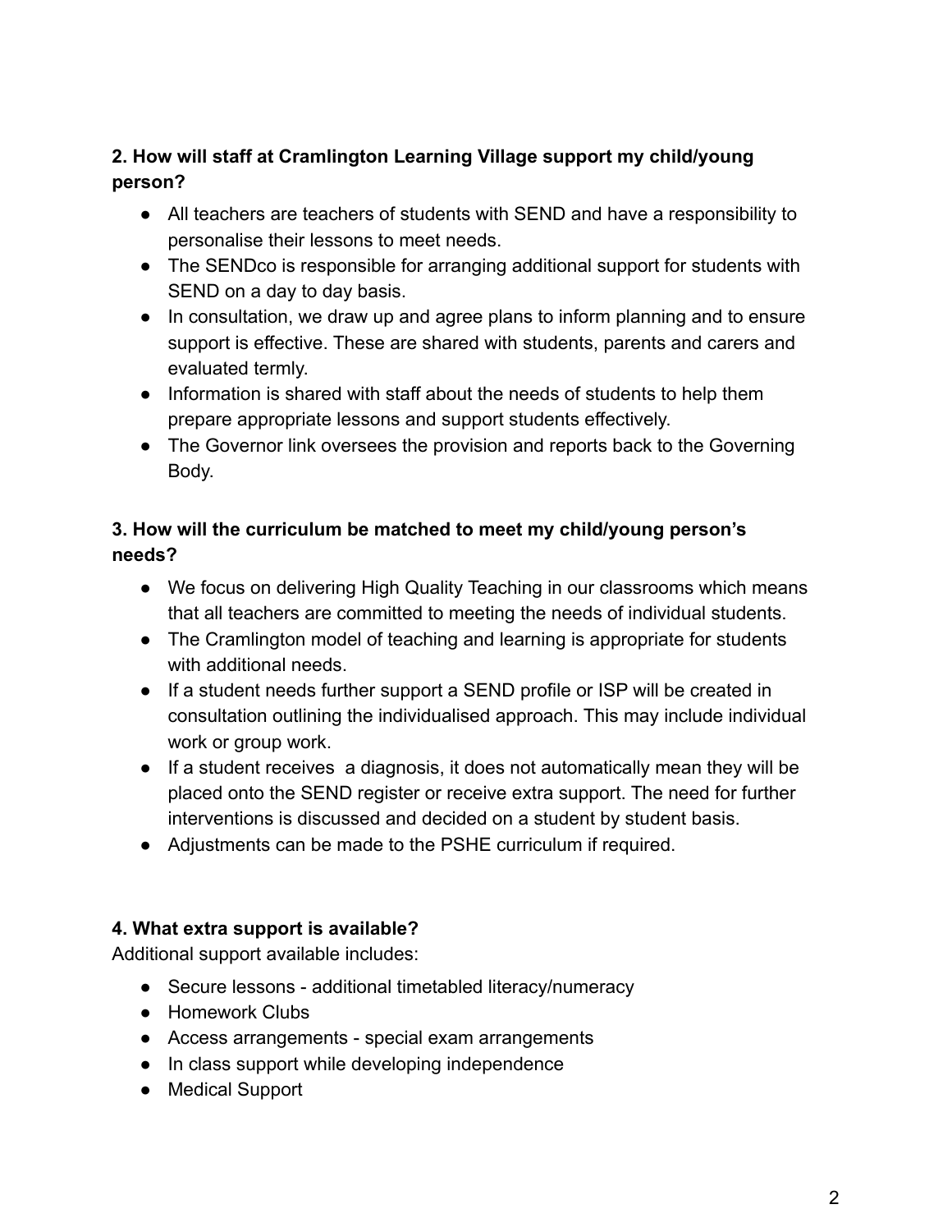**2. How will staff at Cramlington Learning Village support my child/young person?**

- All teachers are teachers of students with SEND and have a responsibility to personalise their lessons to meet needs.
- The SENDco is responsible for arranging additional support for students with SEND on a day to day basis.
- In consultation, we draw up and agree plans to inform planning and to ensure support is effective. These are shared with students, parents and carers and evaluated termly.
- Information is shared with staff about the needs of students to help them prepare appropriate lessons and support students effectively.
- The Governor link oversees the provision and reports back to the Governing Body.

**3. How will the curriculum be matched to meet my child/young person's needs?**

- We focus on delivering High Quality Teaching in our classrooms which means that all teachers are committed to meeting the needs of individual students.
- The Cramlington model of teaching and learning is appropriate for students with additional needs.
- If a student needs further support a SEND profile or ISP will be created in consultation outlining the individualised approach. This may include individual work or group work.
- If a student receives a diagnosis, it does not automatically mean they will be placed onto the SEND register or receive extra support. The need for further interventions is discussed and decided on a student by student basis.
- Adjustments can be made to the PSHE curriculum if required.

**4. What extra support is available?**

Additional support available includes:

- Secure lessons - additional timetabled literacy/numeracy
- Homework Clubs
- Access arrangements - special exam arrangements
- In class support while developing independence
- Medical Support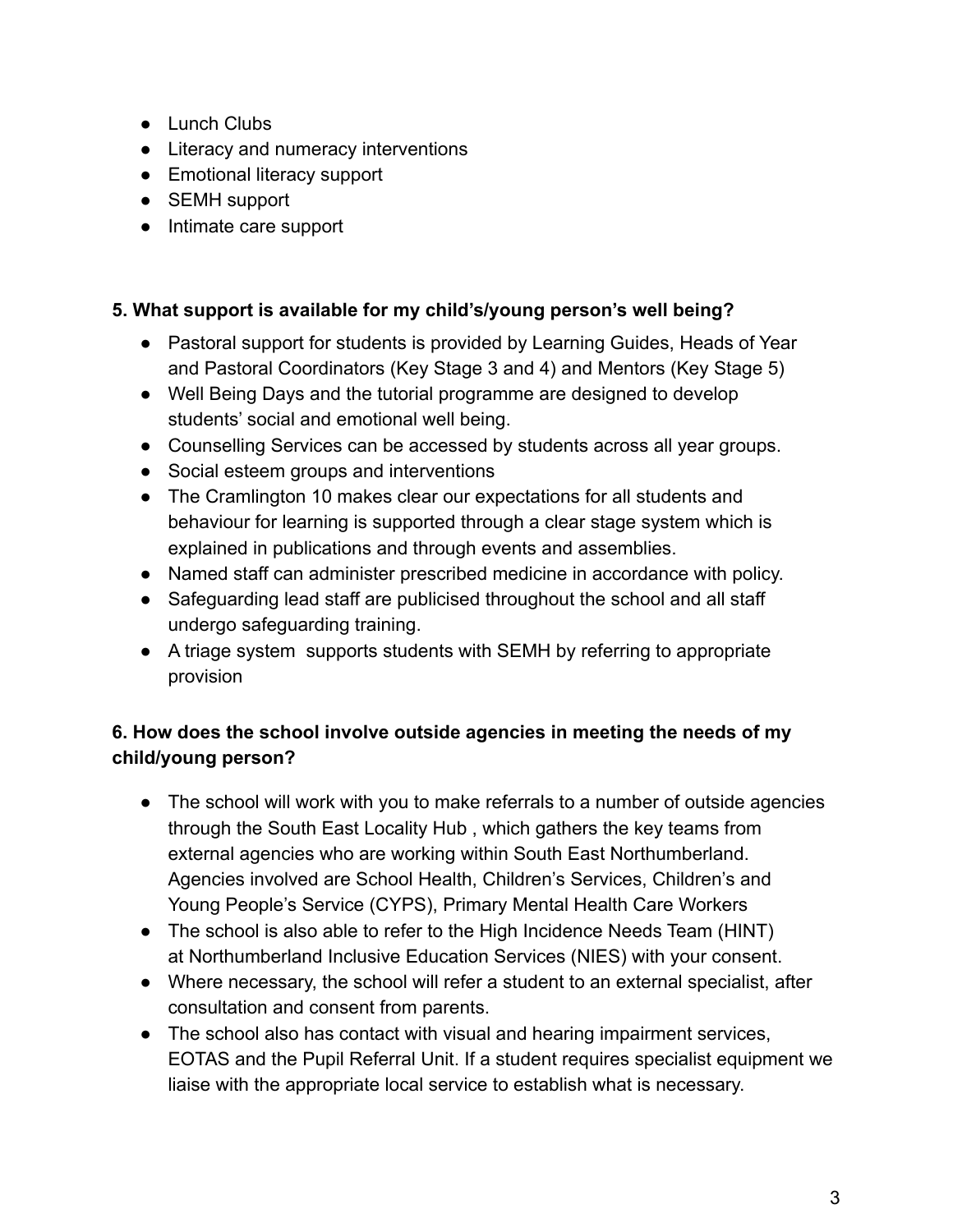- Lunch Clubs
- Literacy and numeracy interventions
- Emotional literacy support
- SEMH support
- Intimate care support

**5. What support is available for my child's/young person's well being?**

- Pastoral support for students is provided by Learning Guides, Heads of Year and Pastoral Coordinators (Key Stage 3 and 4) and Mentors (Key Stage 5)
- Well Being Days and the tutorial programme are designed to develop students' social and emotional well being.
- Counselling Services can be accessed by students across all year groups.
- Social esteem groups and interventions
- The Cramlington 10 makes clear our expectations for all students and behaviour for learning is supported through a clear stage system which is explained in publications and through events and assemblies.
- Named staff can administer prescribed medicine in accordance with policy.
- Safeguarding lead staff are publicised throughout the school and all staff undergo safeguarding training.
- A triage system supports students with SEMH by referring to appropriate provision

**6. How does the school involve outside agencies in meeting the needs of my child/young person?**

- The school will work with you to make referrals to a number of outside agencies through the South East Locality Hub , which gathers the key teams from external agencies who are working within South East Northumberland. Agencies involved are School Health, Children's Services, Children's and Young People's Service (CYPS), Primary Mental Health Care Workers
- The school is also able to refer to the High Incidence Needs Team (HINT) at Northumberland Inclusive Education Services (NIES) with your consent.
- Where necessary, the school will refer a student to an external specialist, after consultation and consent from parents.
- The school also has contact with visual and hearing impairment services, EOTAS and the Pupil Referral Unit. If a student requires specialist equipment we liaise with the appropriate local service to establish what is necessary.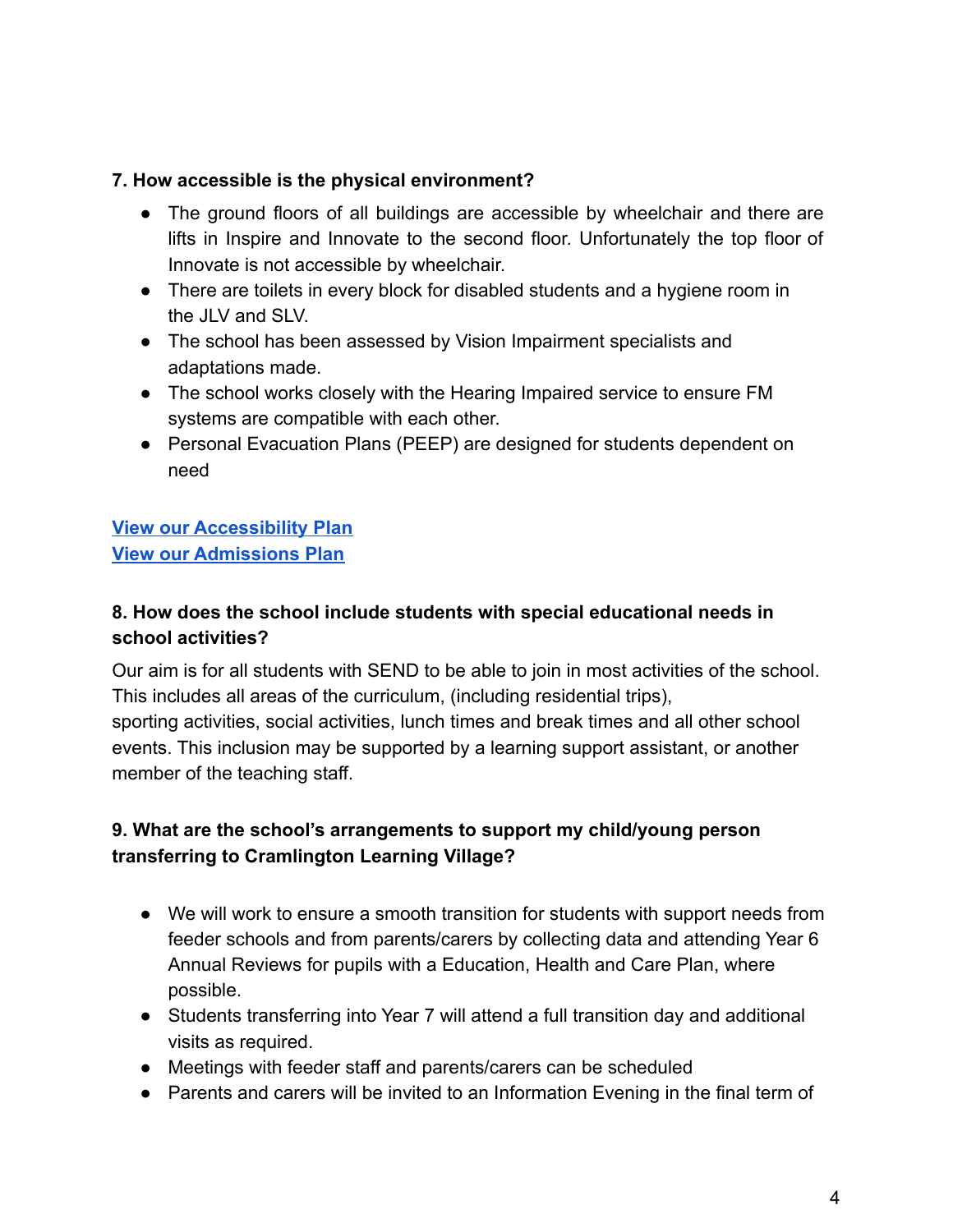**7. How accessible is the physical environment?**

- The ground floors of all buildings are accessible by wheelchair and there are lifts in Inspire and Innovate to the second floor. Unfortunately the top floor of Innovate is not accessible by wheelchair.
- There are toilets in every block for disabled students and a hygiene room in the JLV and SLV.
- The school has been assessed by Vision Impairment specialists and adaptations made.
- The school works closely with the Hearing Impaired service to ensure FM systems are compatible with each other.
- Personal Evacuation Plans (PEEP) are designed for students dependent on need

**View our Accessibility Plan**
**View our Admissions Plan**

**8. How does the school include students with special educational needs in school activities?**

Our aim is for all students with SEND to be able to join in most activities of the school. This includes all areas of the curriculum, (including residential trips), sporting activities, social activities, lunch times and break times and all other school events. This inclusion may be supported by a learning support assistant, or another member of the teaching staff.

**9. What are the school's arrangements to support my child/young person transferring to Cramlington Learning Village?**

- We will work to ensure a smooth transition for students with support needs from feeder schools and from parents/carers by collecting data and attending Year 6 Annual Reviews for pupils with a Education, Health and Care Plan, where possible.
- Students transferring into Year 7 will attend a full transition day and additional visits as required.
- Meetings with feeder staff and parents/carers can be scheduled
- Parents and carers will be invited to an Information Evening in the final term of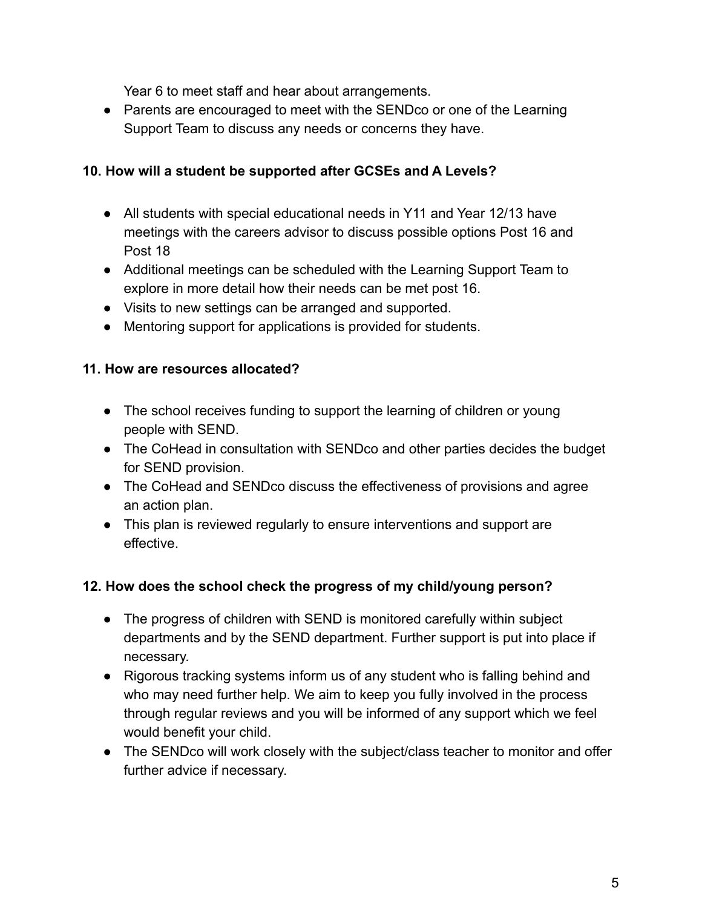Year 6 to meet staff and hear about arrangements.

- Parents are encouraged to meet with the SENDco or one of the Learning Support Team to discuss any needs or concerns they have.

**10. How will a student be supported after GCSEs and A Levels?**

- All students with special educational needs in Y11 and Year 12/13 have meetings with the careers advisor to discuss possible options Post 16 and Post 18
- Additional meetings can be scheduled with the Learning Support Team to explore in more detail how their needs can be met post 16.
- Visits to new settings can be arranged and supported.
- Mentoring support for applications is provided for students.

**11. How are resources allocated?**

- The school receives funding to support the learning of children or young people with SEND.
- The CoHead in consultation with SENDco and other parties decides the budget for SEND provision.
- The CoHead and SENDco discuss the effectiveness of provisions and agree an action plan.
- This plan is reviewed regularly to ensure interventions and support are effective.

**12. How does the school check the progress of my child/young person?**

- The progress of children with SEND is monitored carefully within subject departments and by the SEND department. Further support is put into place if necessary.
- Rigorous tracking systems inform us of any student who is falling behind and who may need further help. We aim to keep you fully involved in the process through regular reviews and you will be informed of any support which we feel would benefit your child.
- The SENDco will work closely with the subject/class teacher to monitor and offer further advice if necessary.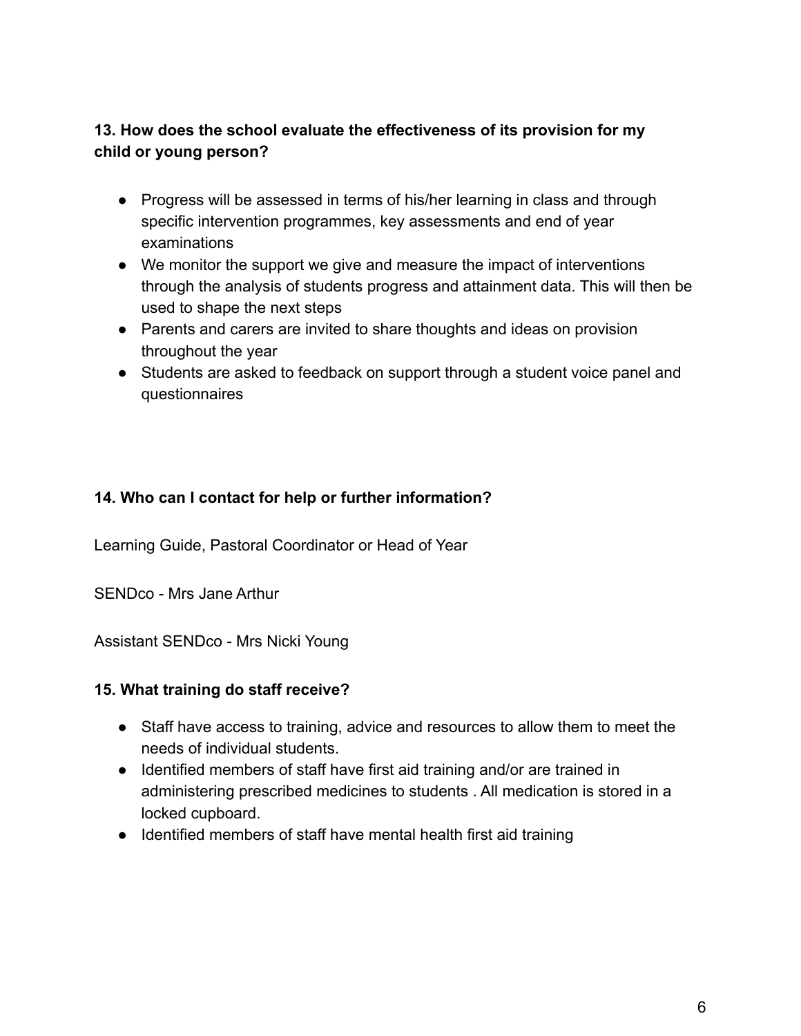### 13. How does the school evaluate the effectiveness of its provision for my child or young person?

- Progress will be assessed in terms of his/her learning in class and through specific intervention programmes, key assessments and end of year examinations
- We monitor the support we give and measure the impact of interventions through the analysis of students progress and attainment data. This will then be used to shape the next steps
- Parents and carers are invited to share thoughts and ideas on provision throughout the year
- Students are asked to feedback on support through a student voice panel and questionnaires

### 14. Who can I contact for help or further information?

Learning Guide, Pastoral Coordinator or Head of Year

SENDco - Mrs Jane Arthur

Assistant SENDco - Mrs Nicki Young

### 15. What training do staff receive?

- Staff have access to training, advice and resources to allow them to meet the needs of individual students.
- Identified members of staff have first aid training and/or are trained in administering prescribed medicines to students . All medication is stored in a locked cupboard.
- Identified members of staff have mental health first aid training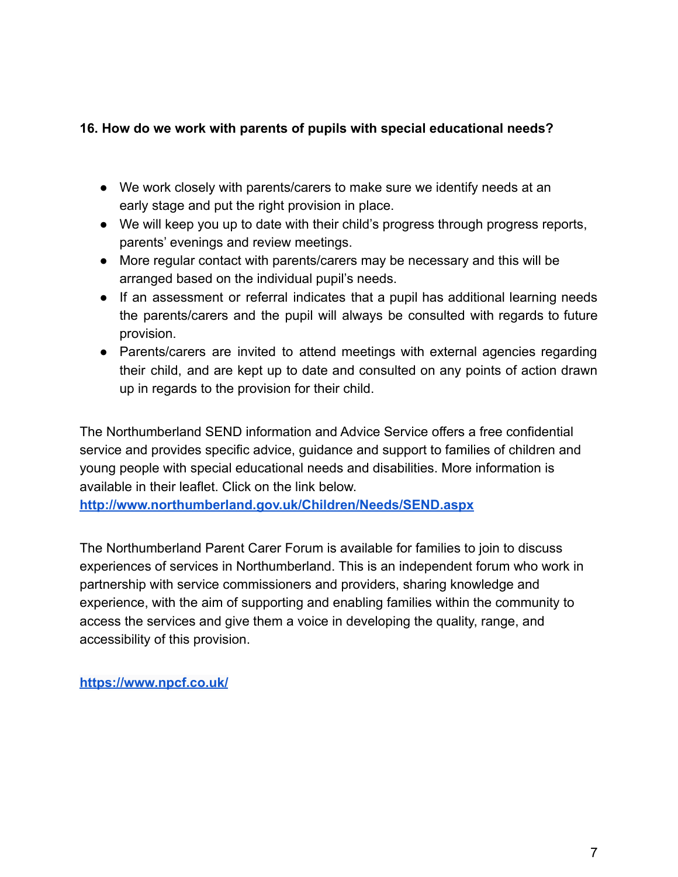**16. How do we work with parents of pupils with special educational needs?**

- We work closely with parents/carers to make sure we identify needs at an early stage and put the right provision in place.
- We will keep you up to date with their child's progress through progress reports, parents' evenings and review meetings.
- More regular contact with parents/carers may be necessary and this will be arranged based on the individual pupil's needs.
- If an assessment or referral indicates that a pupil has additional learning needs the parents/carers and the pupil will always be consulted with regards to future provision.
- Parents/carers are invited to attend meetings with external agencies regarding their child, and are kept up to date and consulted on any points of action drawn up in regards to the provision for their child.

The Northumberland SEND information and Advice Service offers a free confidential service and provides specific advice, guidance and support to families of children and young people with special educational needs and disabilities. More information is available in their leaflet. Click on the link below.
**http://www.northumberland.gov.uk/Children/Needs/SEND.aspx**

The Northumberland Parent Carer Forum is available for families to join to discuss experiences of services in Northumberland. This is an independent forum who work in partnership with service commissioners and providers, sharing knowledge and experience, with the aim of supporting and enabling families within the community to access the services and give them a voice in developing the quality, range, and accessibility of this provision.

**https://www.npcf.co.uk/**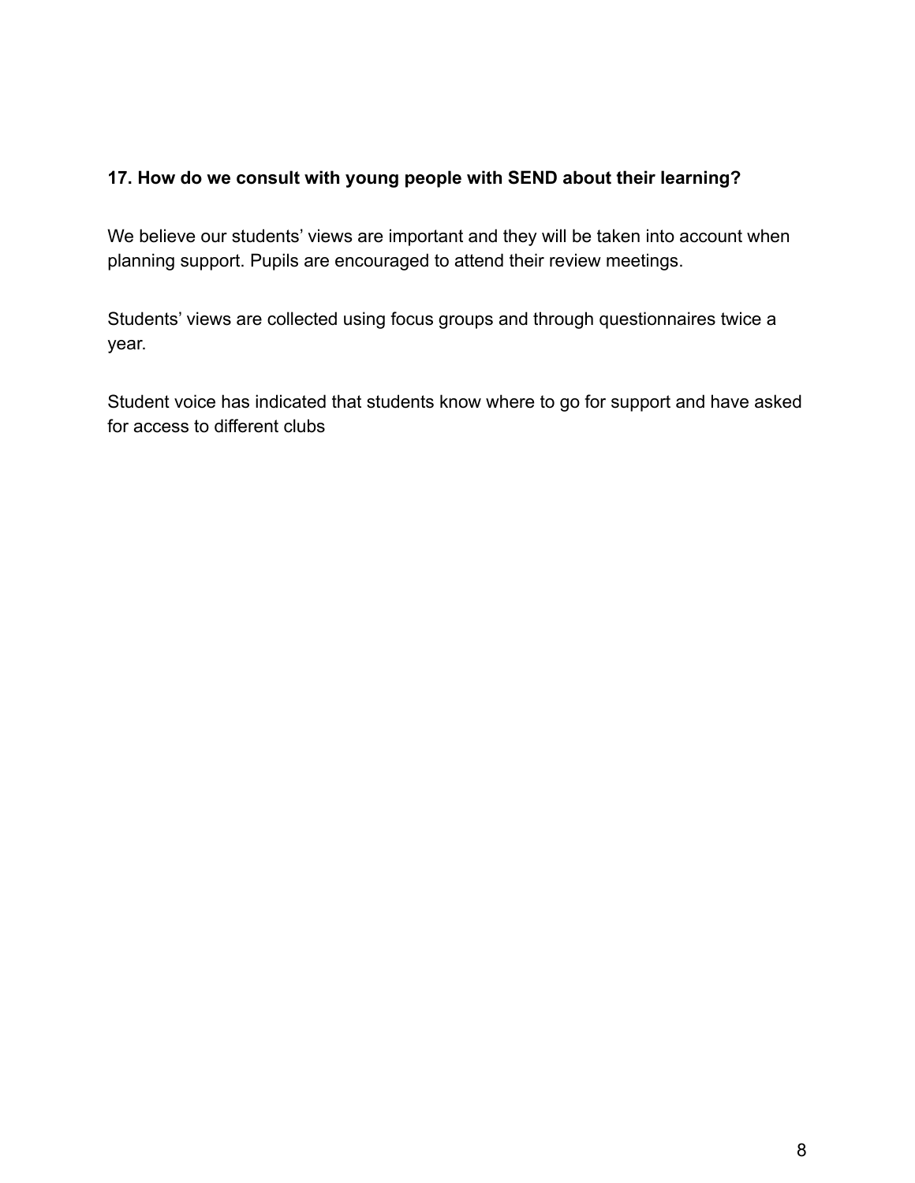**17. How do we consult with young people with SEND about their learning?**

We believe our students' views are important and they will be taken into account when planning support. Pupils are encouraged to attend their review meetings.

Students' views are collected using focus groups and through questionnaires twice a year.

Student voice has indicated that students know where to go for support and have asked for access to different clubs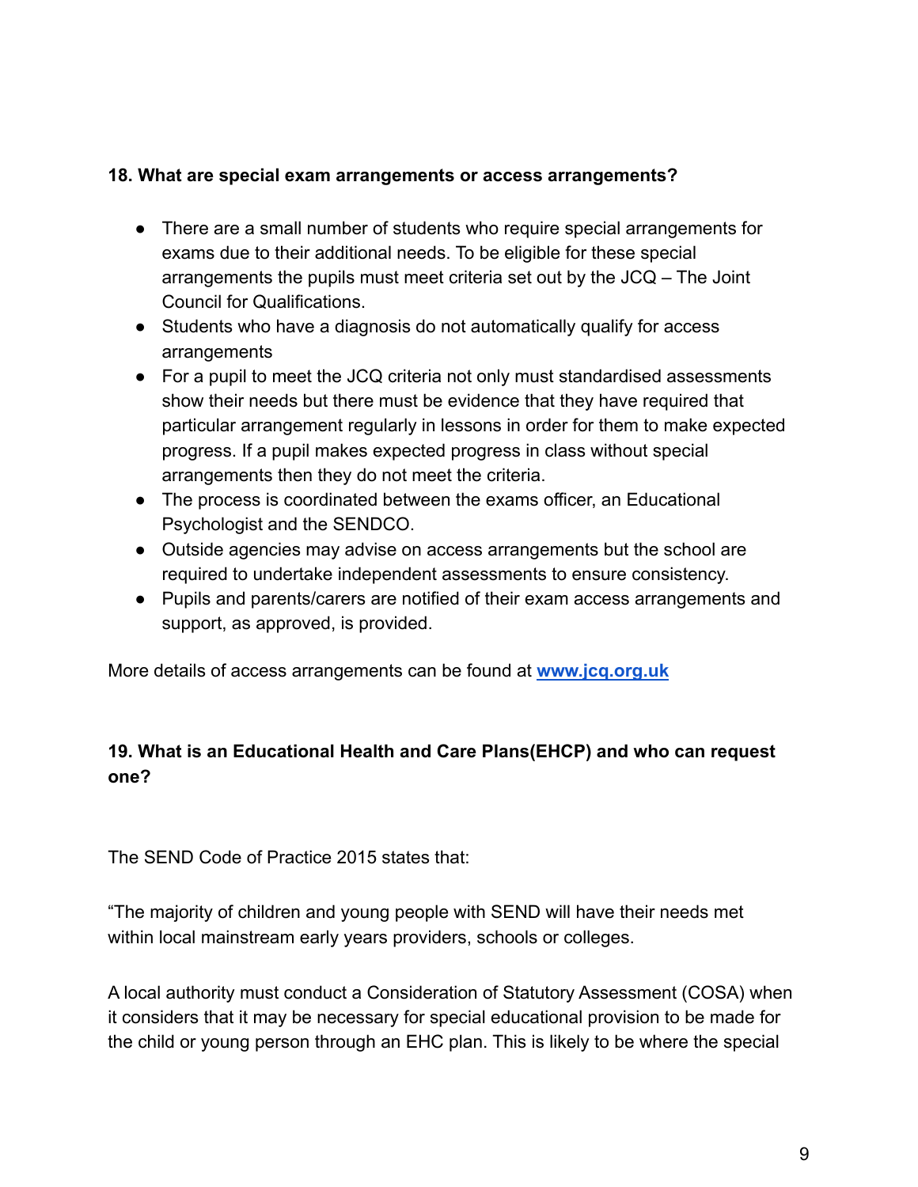**18. What are special exam arrangements or access arrangements?**

- There are a small number of students who require special arrangements for exams due to their additional needs. To be eligible for these special arrangements the pupils must meet criteria set out by the JCQ – The Joint Council for Qualifications.
- Students who have a diagnosis do not automatically qualify for access arrangements
- For a pupil to meet the JCQ criteria not only must standardised assessments show their needs but there must be evidence that they have required that particular arrangement regularly in lessons in order for them to make expected progress. If a pupil makes expected progress in class without special arrangements then they do not meet the criteria.
- The process is coordinated between the exams officer, an Educational Psychologist and the SENDCO.
- Outside agencies may advise on access arrangements but the school are required to undertake independent assessments to ensure consistency.
- Pupils and parents/carers are notified of their exam access arrangements and support, as approved, is provided.

More details of access arrangements can be found at **www.jcq.org.uk**

**19. What is an Educational Health and Care Plans(EHCP) and who can request one?**

The SEND Code of Practice 2015 states that:

"The majority of children and young people with SEND will have their needs met within local mainstream early years providers, schools or colleges.

A local authority must conduct a Consideration of Statutory Assessment (COSA) when it considers that it may be necessary for special educational provision to be made for the child or young person through an EHC plan. This is likely to be where the special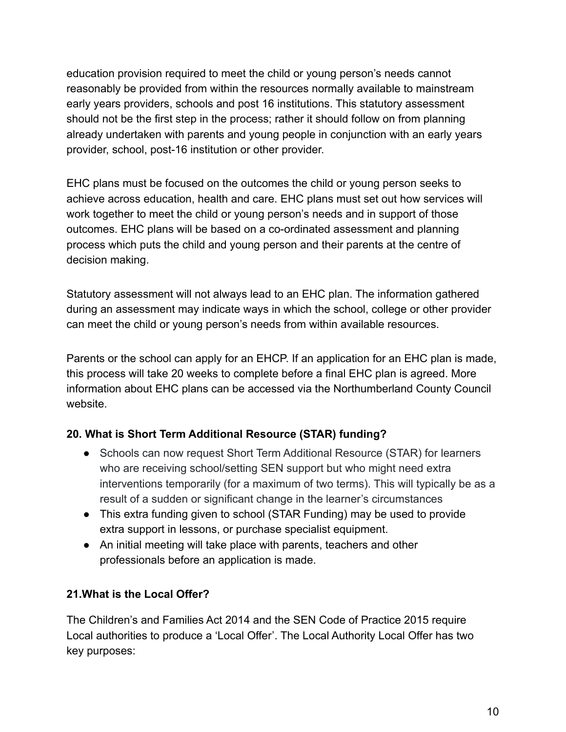education provision required to meet the child or young person's needs cannot reasonably be provided from within the resources normally available to mainstream early years providers, schools and post 16 institutions. This statutory assessment should not be the first step in the process; rather it should follow on from planning already undertaken with parents and young people in conjunction with an early years provider, school, post-16 institution or other provider.

EHC plans must be focused on the outcomes the child or young person seeks to achieve across education, health and care. EHC plans must set out how services will work together to meet the child or young person's needs and in support of those outcomes. EHC plans will be based on a co-ordinated assessment and planning process which puts the child and young person and their parents at the centre of decision making.

Statutory assessment will not always lead to an EHC plan. The information gathered during an assessment may indicate ways in which the school, college or other provider can meet the child or young person's needs from within available resources.

Parents or the school can apply for an EHCP. If an application for an EHC plan is made, this process will take 20 weeks to complete before a final EHC plan is agreed. More information about EHC plans can be accessed via the Northumberland County Council website.

### 20. What is Short Term Additional Resource (STAR) funding?

- Schools can now request Short Term Additional Resource (STAR) for learners who are receiving school/setting SEN support but who might need extra interventions temporarily (for a maximum of two terms). This will typically be as a result of a sudden or significant change in the learner's circumstances
- This extra funding given to school (STAR Funding) may be used to provide extra support in lessons, or purchase specialist equipment.
- An initial meeting will take place with parents, teachers and other professionals before an application is made.

### 21.What is the Local Offer?

The Children's and Families Act 2014 and the SEN Code of Practice 2015 require Local authorities to produce a 'Local Offer'. The Local Authority Local Offer has two key purposes: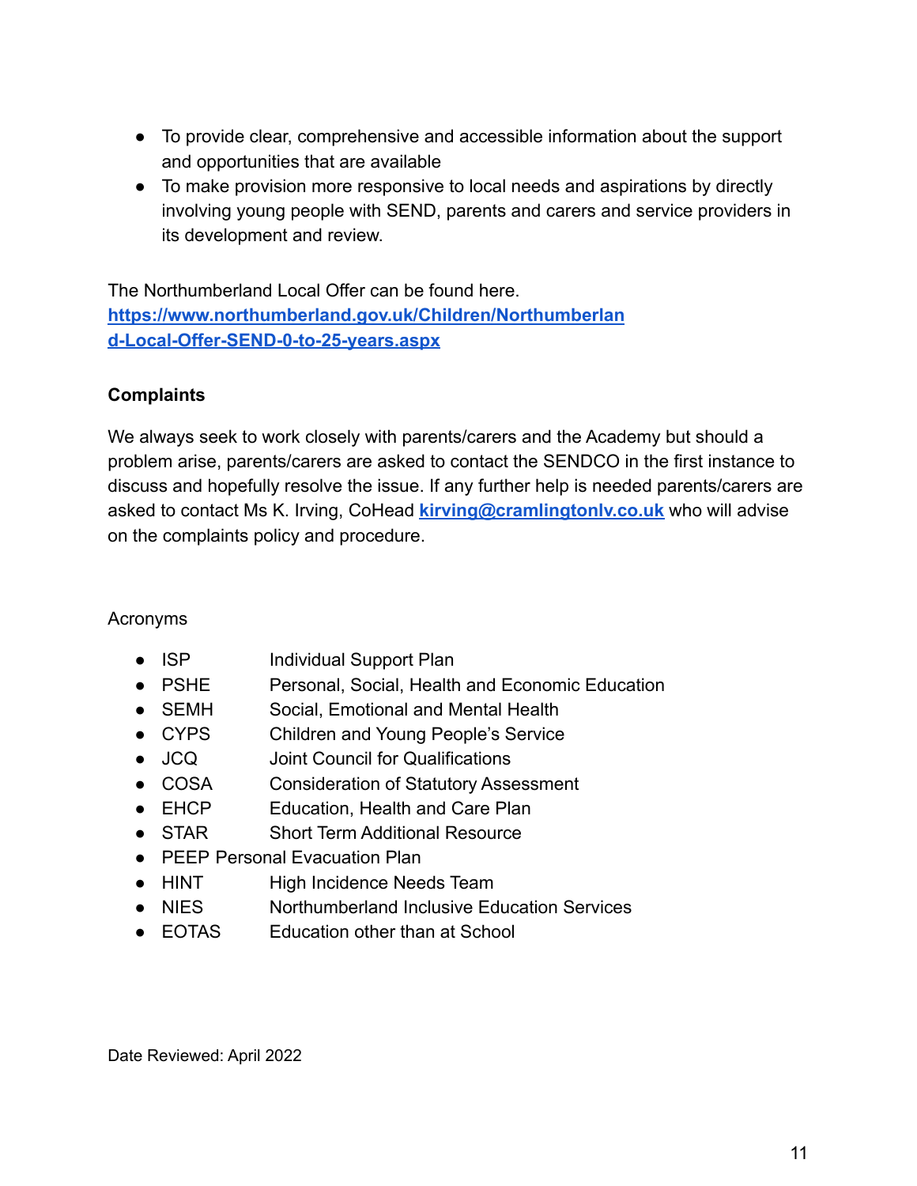- To provide clear, comprehensive and accessible information about the support and opportunities that are available
- To make provision more responsive to local needs and aspirations by directly involving young people with SEND, parents and carers and service providers in its development and review.

The Northumberland Local Offer can be found here. [https://www.northumberland.gov.uk/Children/Northumberland-Local-Offer-SEND-0-to-25-years.aspx](https://www.northumberland.gov.uk/Children/Northumberland-Local-Offer-SEND-0-to-25-years.aspx)

**Complaints**

We always seek to work closely with parents/carers and the Academy but should a problem arise, parents/carers are asked to contact the SENDCO in the first instance to discuss and hopefully resolve the issue. If any further help is needed parents/carers are asked to contact Ms K. Irving, CoHead **kirving@cramlingtonlv.co.uk** who will advise on the complaints policy and procedure.

Acronyms

- ISP Individual Support Plan
- PSHE Personal, Social, Health and Economic Education
- SEMH Social, Emotional and Mental Health
- CYPS Children and Young People's Service
- JCQ Joint Council for Qualifications
- COSA Consideration of Statutory Assessment
- EHCP Education, Health and Care Plan
- STAR Short Term Additional Resource
- PEEP Personal Evacuation Plan
- HINT High Incidence Needs Team
- NIES Northumberland Inclusive Education Services
- EOTAS Education other than at School

Date Reviewed: April 2022